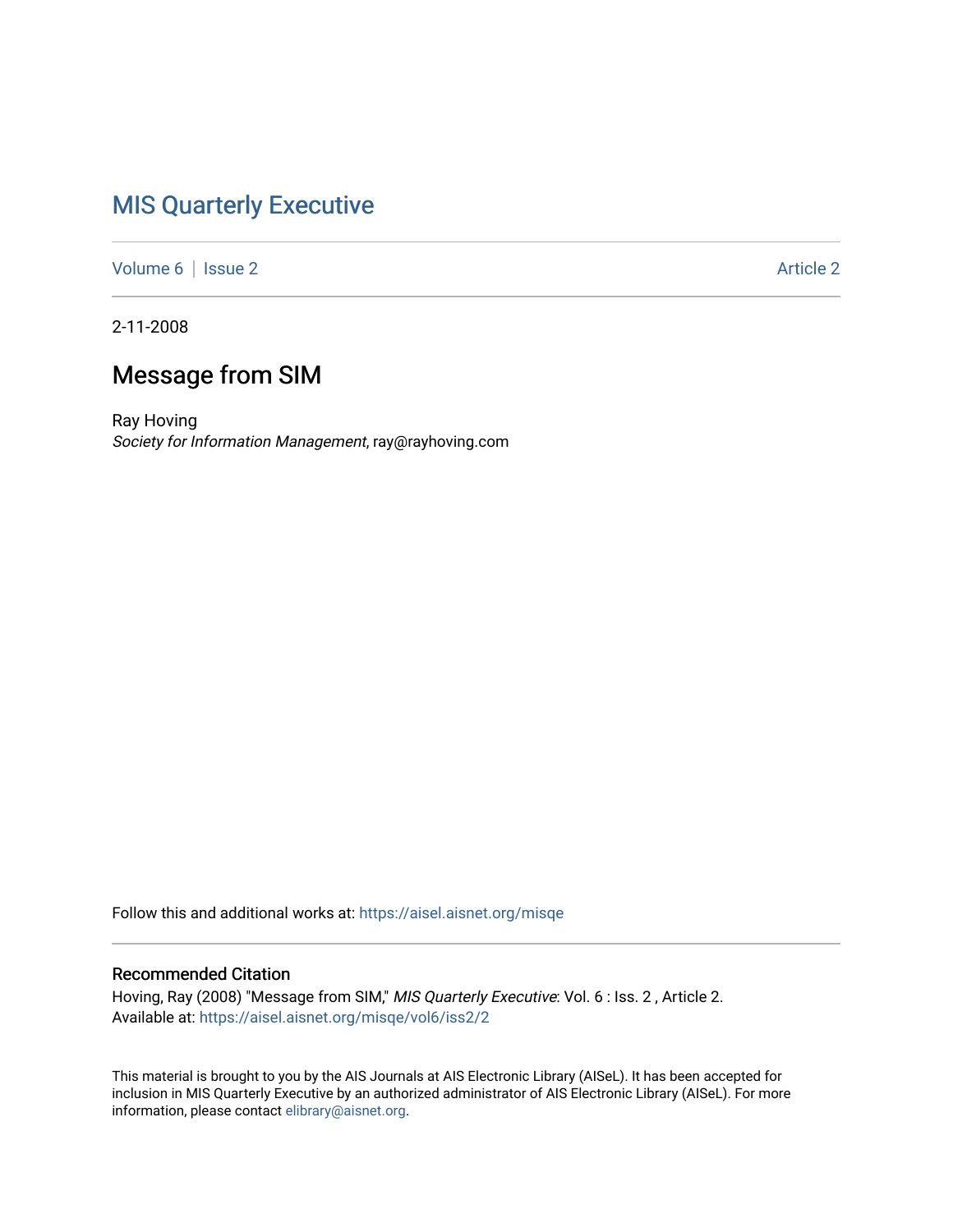# MIS Quarterly Executive

Volume 6 | Issue 2 Article 2

2-11-2008

## Message from SIM

Ray Hoving
*Society for Information Management*, ray@rayhoving.com

Follow this and additional works at: https://aisel.aisnet.org/misqe

### Recommended Citation

Hoving, Ray (2008) "Message from SIM," *MIS Quarterly Executive*: Vol. 6 : Iss. 2 , Article 2.
Available at: https://aisel.aisnet.org/misqe/vol6/iss2/2

This material is brought to you by the AIS Journals at AIS Electronic Library (AISeL). It has been accepted for inclusion in MIS Quarterly Executive by an authorized administrator of AIS Electronic Library (AISeL). For more information, please contact elibrary@aisnet.org.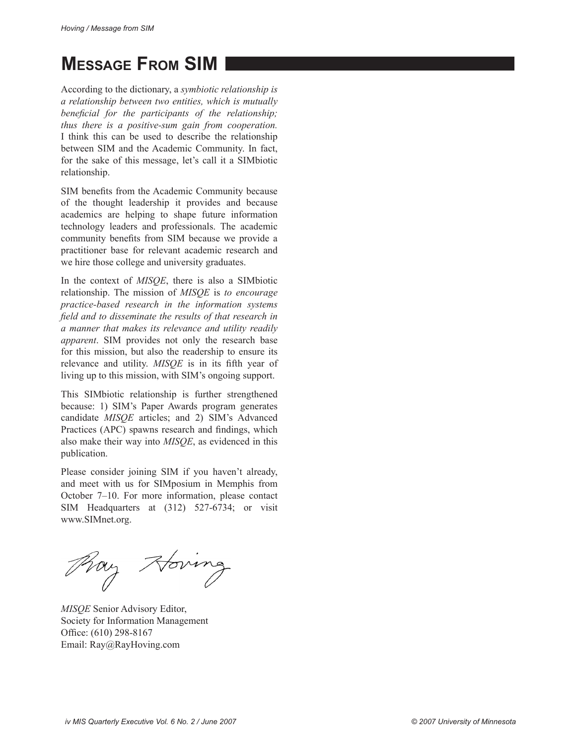# Message From SIM

According to the dictionary, a *symbiotic relationship is a relationship between two entities, which is mutually beneficial for the participants of the relationship; thus there is a positive-sum gain from cooperation.* I think this can be used to describe the relationship between SIM and the Academic Community. In fact, for the sake of this message, let's call it a SIMbiotic relationship.

SIM benefits from the Academic Community because of the thought leadership it provides and because academics are helping to shape future information technology leaders and professionals. The academic community benefits from SIM because we provide a practitioner base for relevant academic research and we hire those college and university graduates.

In the context of *MISQE*, there is also a SIMbiotic relationship. The mission of *MISQE* is *to encourage practice-based research in the information systems field and to disseminate the results of that research in a manner that makes its relevance and utility readily apparent*. SIM provides not only the research base for this mission, but also the readership to ensure its relevance and utility. *MISQE* is in its fifth year of living up to this mission, with SIM's ongoing support.

This SIMbiotic relationship is further strengthened because: 1) SIM's Paper Awards program generates candidate *MISQE* articles; and 2) SIM's Advanced Practices (APC) spawns research and findings, which also make their way into *MISQE*, as evidenced in this publication.

Please consider joining SIM if you haven't already, and meet with us for SIMposium in Memphis from October 7–10. For more information, please contact SIM Headquarters at (312) 527-6734; or visit www.SIMnet.org.

Ray Hoving

*MISQE* Senior Advisory Editor,
Society for Information Management
Office: (610) 298-8167
Email: Ray@RayHoving.com